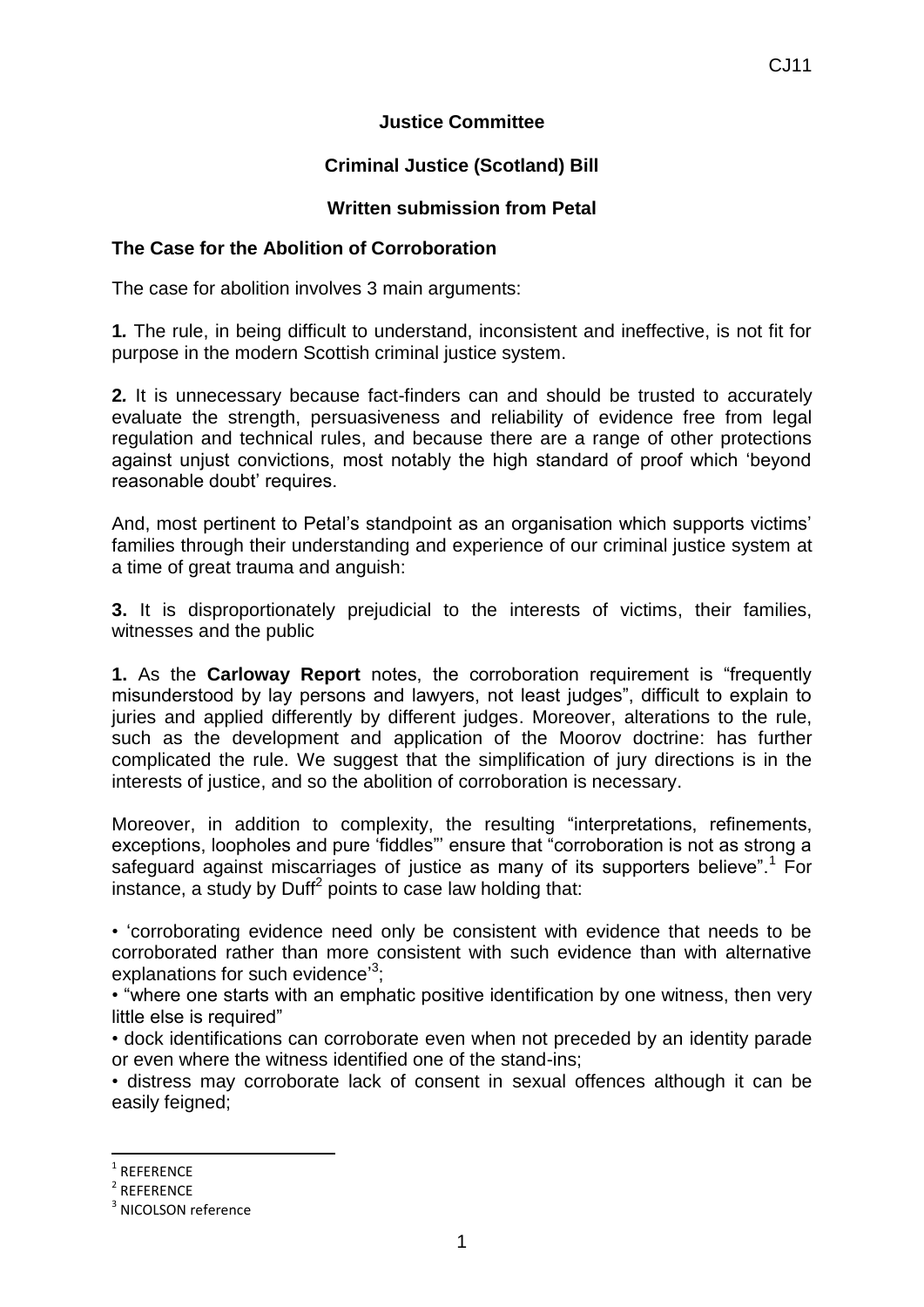**Justice Committee**

**Criminal Justice (Scotland) Bill**

**Written submission from Petal**

**The Case for the Abolition of Corroboration**

The case for abolition involves 3 main arguments:

**1.** The rule, in being difficult to understand, inconsistent and ineffective, is not fit for purpose in the modern Scottish criminal justice system.

**2.** It is unnecessary because fact-finders can and should be trusted to accurately evaluate the strength, persuasiveness and reliability of evidence free from legal regulation and technical rules, and because there are a range of other protections against unjust convictions, most notably the high standard of proof which 'beyond reasonable doubt' requires.

And, most pertinent to Petal's standpoint as an organisation which supports victims' families through their understanding and experience of our criminal justice system at a time of great trauma and anguish:

**3.** It is disproportionately prejudicial to the interests of victims, their families, witnesses and the public

**1.** As the **Carloway Report** notes, the corroboration requirement is "frequently misunderstood by lay persons and lawyers, not least judges", difficult to explain to juries and applied differently by different judges. Moreover, alterations to the rule, such as the development and application of the Moorov doctrine: has further complicated the rule. We suggest that the simplification of jury directions is in the interests of justice, and so the abolition of corroboration is necessary.

Moreover, in addition to complexity, the resulting "interpretations, refinements, exceptions, loopholes and pure 'fiddles'" ensure that "corroboration is not as strong a safeguard against miscarriages of justice as many of its supporters believe".[1] For instance, a study by Duff[2] points to case law holding that:

- 'corroborating evidence need only be consistent with evidence that needs to be corroborated rather than more consistent with such evidence than with alternative explanations for such evidence'[3];
- "where one starts with an emphatic positive identification by one witness, then very little else is required"
- dock identifications can corroborate even when not preceded by an identity parade or even where the witness identified one of the stand-ins;
- distress may corroborate lack of consent in sexual offences although it can be easily feigned;

---

[1] REFERENCE

[2] REFERENCE

[3] NICOLSON reference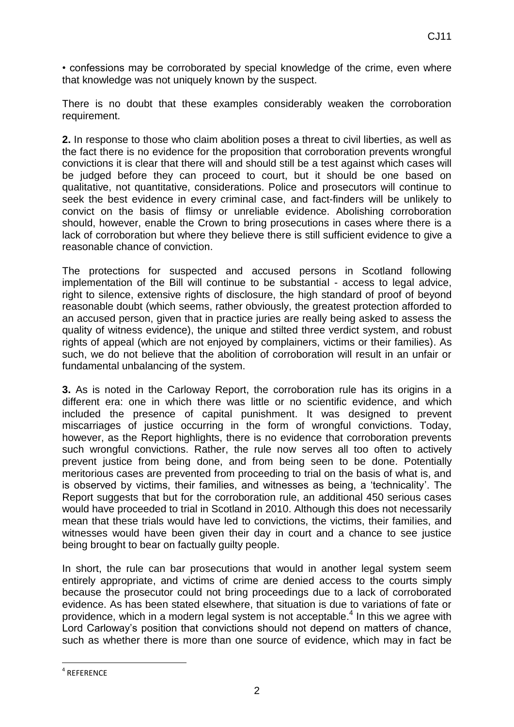• confessions may be corroborated by special knowledge of the crime, even where that knowledge was not uniquely known by the suspect.

There is no doubt that these examples considerably weaken the corroboration requirement.

**2.** In response to those who claim abolition poses a threat to civil liberties, as well as the fact there is no evidence for the proposition that corroboration prevents wrongful convictions it is clear that there will and should still be a test against which cases will be judged before they can proceed to court, but it should be one based on qualitative, not quantitative, considerations. Police and prosecutors will continue to seek the best evidence in every criminal case, and fact-finders will be unlikely to convict on the basis of flimsy or unreliable evidence. Abolishing corroboration should, however, enable the Crown to bring prosecutions in cases where there is a lack of corroboration but where they believe there is still sufficient evidence to give a reasonable chance of conviction.

The protections for suspected and accused persons in Scotland following implementation of the Bill will continue to be substantial - access to legal advice, right to silence, extensive rights of disclosure, the high standard of proof of beyond reasonable doubt (which seems, rather obviously, the greatest protection afforded to an accused person, given that in practice juries are really being asked to assess the quality of witness evidence), the unique and stilted three verdict system, and robust rights of appeal (which are not enjoyed by complainers, victims or their families). As such, we do not believe that the abolition of corroboration will result in an unfair or fundamental unbalancing of the system.

**3.** As is noted in the Carloway Report, the corroboration rule has its origins in a different era: one in which there was little or no scientific evidence, and which included the presence of capital punishment. It was designed to prevent miscarriages of justice occurring in the form of wrongful convictions. Today, however, as the Report highlights, there is no evidence that corroboration prevents such wrongful convictions. Rather, the rule now serves all too often to actively prevent justice from being done, and from being seen to be done. Potentially meritorious cases are prevented from proceeding to trial on the basis of what is, and is observed by victims, their families, and witnesses as being, a 'technicality'. The Report suggests that but for the corroboration rule, an additional 450 serious cases would have proceeded to trial in Scotland in 2010. Although this does not necessarily mean that these trials would have led to convictions, the victims, their families, and witnesses would have been given their day in court and a chance to see justice being brought to bear on factually guilty people.

In short, the rule can bar prosecutions that would in another legal system seem entirely appropriate, and victims of crime are denied access to the courts simply because the prosecutor could not bring proceedings due to a lack of corroborated evidence. As has been stated elsewhere, that situation is due to variations of fate or providence, which in a modern legal system is not acceptable.[4] In this we agree with Lord Carloway's position that convictions should not depend on matters of chance, such as whether there is more than one source of evidence, which may in fact be

---

[4] REFERENCE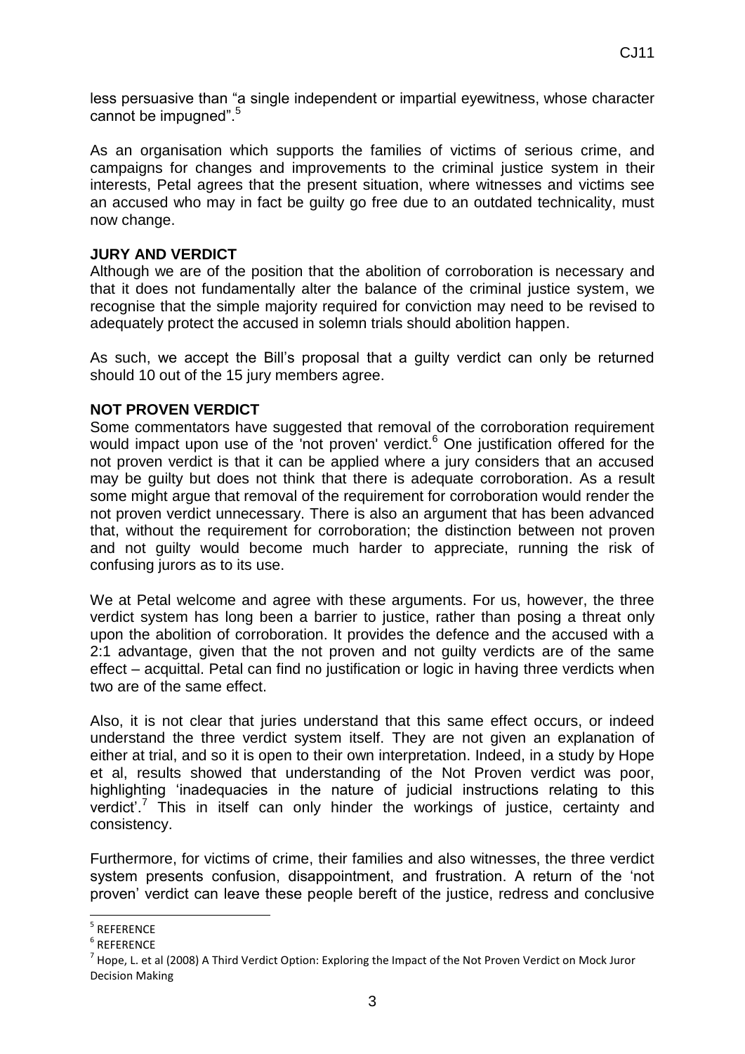less persuasive than “a single independent or impartial eyewitness, whose character cannot be impugned”.[5]

As an organisation which supports the families of victims of serious crime, and campaigns for changes and improvements to the criminal justice system in their interests, Petal agrees that the present situation, where witnesses and victims see an accused who may in fact be guilty go free due to an outdated technicality, must now change.

**JURY AND VERDICT**

Although we are of the position that the abolition of corroboration is necessary and that it does not fundamentally alter the balance of the criminal justice system, we recognise that the simple majority required for conviction may need to be revised to adequately protect the accused in solemn trials should abolition happen.

As such, we accept the Bill’s proposal that a guilty verdict can only be returned should 10 out of the 15 jury members agree.

**NOT PROVEN VERDICT**

Some commentators have suggested that removal of the corroboration requirement would impact upon use of the 'not proven' verdict.[6] One justification offered for the not proven verdict is that it can be applied where a jury considers that an accused may be guilty but does not think that there is adequate corroboration. As a result some might argue that removal of the requirement for corroboration would render the not proven verdict unnecessary. There is also an argument that has been advanced that, without the requirement for corroboration; the distinction between not proven and not guilty would become much harder to appreciate, running the risk of confusing jurors as to its use.

We at Petal welcome and agree with these arguments. For us, however, the three verdict system has long been a barrier to justice, rather than posing a threat only upon the abolition of corroboration. It provides the defence and the accused with a 2:1 advantage, given that the not proven and not guilty verdicts are of the same effect – acquittal. Petal can find no justification or logic in having three verdicts when two are of the same effect.

Also, it is not clear that juries understand that this same effect occurs, or indeed understand the three verdict system itself. They are not given an explanation of either at trial, and so it is open to their own interpretation. Indeed, in a study by Hope et al, results showed that understanding of the Not Proven verdict was poor, highlighting ‘inadequacies in the nature of judicial instructions relating to this verdict’.[7] This in itself can only hinder the workings of justice, certainty and consistency.

Furthermore, for victims of crime, their families and also witnesses, the three verdict system presents confusion, disappointment, and frustration. A return of the ‘not proven’ verdict can leave these people bereft of the justice, redress and conclusive

[5] REFERENCE

[6] REFERENCE

[7] Hope, L. et al (2008) A Third Verdict Option: Exploring the Impact of the Not Proven Verdict on Mock Juror Decision Making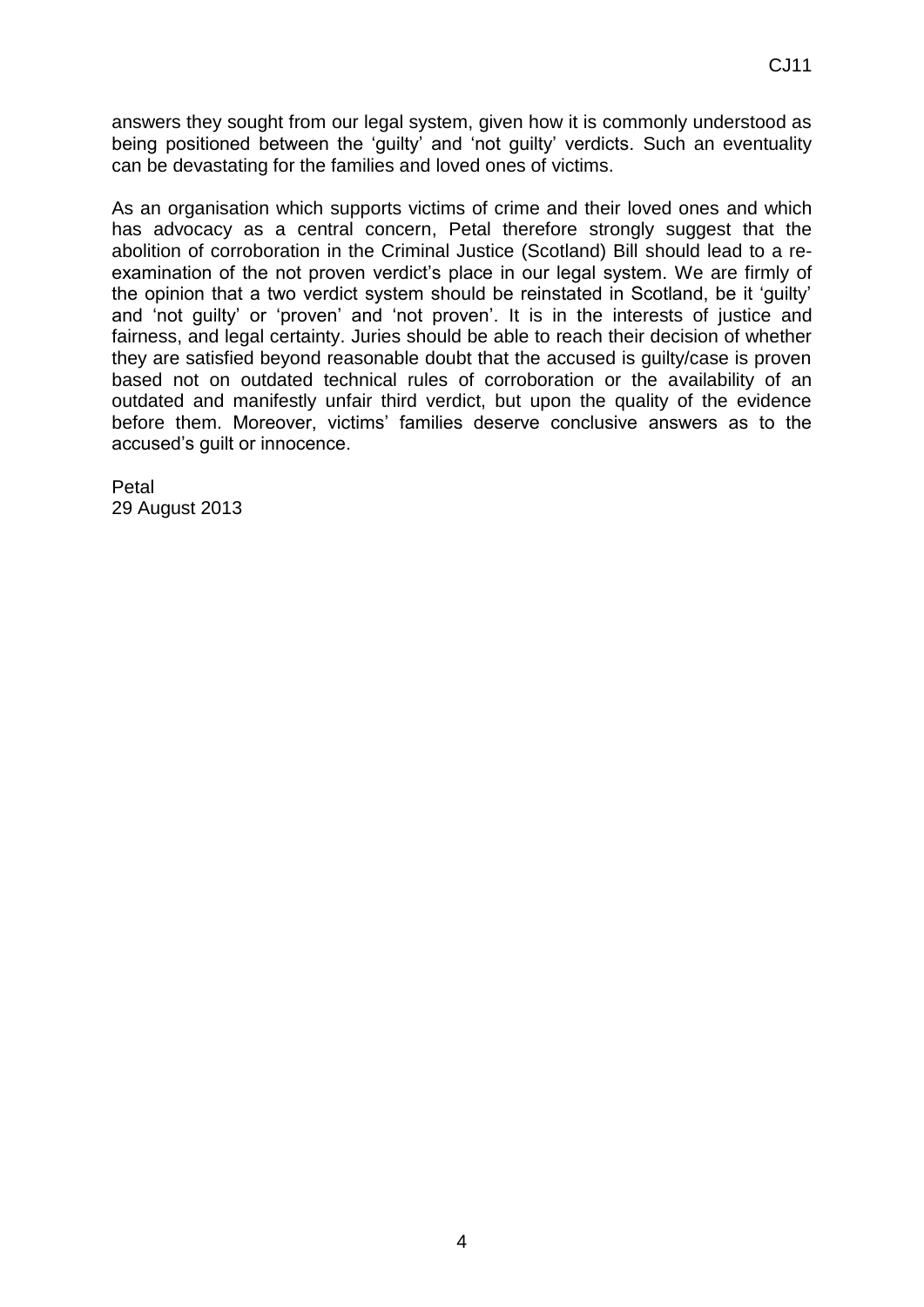answers they sought from our legal system, given how it is commonly understood as being positioned between the 'guilty' and 'not guilty' verdicts. Such an eventuality can be devastating for the families and loved ones of victims.

As an organisation which supports victims of crime and their loved ones and which has advocacy as a central concern, Petal therefore strongly suggest that the abolition of corroboration in the Criminal Justice (Scotland) Bill should lead to a re-examination of the not proven verdict's place in our legal system. We are firmly of the opinion that a two verdict system should be reinstated in Scotland, be it 'guilty' and 'not guilty' or 'proven' and 'not proven'. It is in the interests of justice and fairness, and legal certainty. Juries should be able to reach their decision of whether they are satisfied beyond reasonable doubt that the accused is guilty/case is proven based not on outdated technical rules of corroboration or the availability of an outdated and manifestly unfair third verdict, but upon the quality of the evidence before them. Moreover, victims' families deserve conclusive answers as to the accused's guilt or innocence.

Petal
29 August 2013